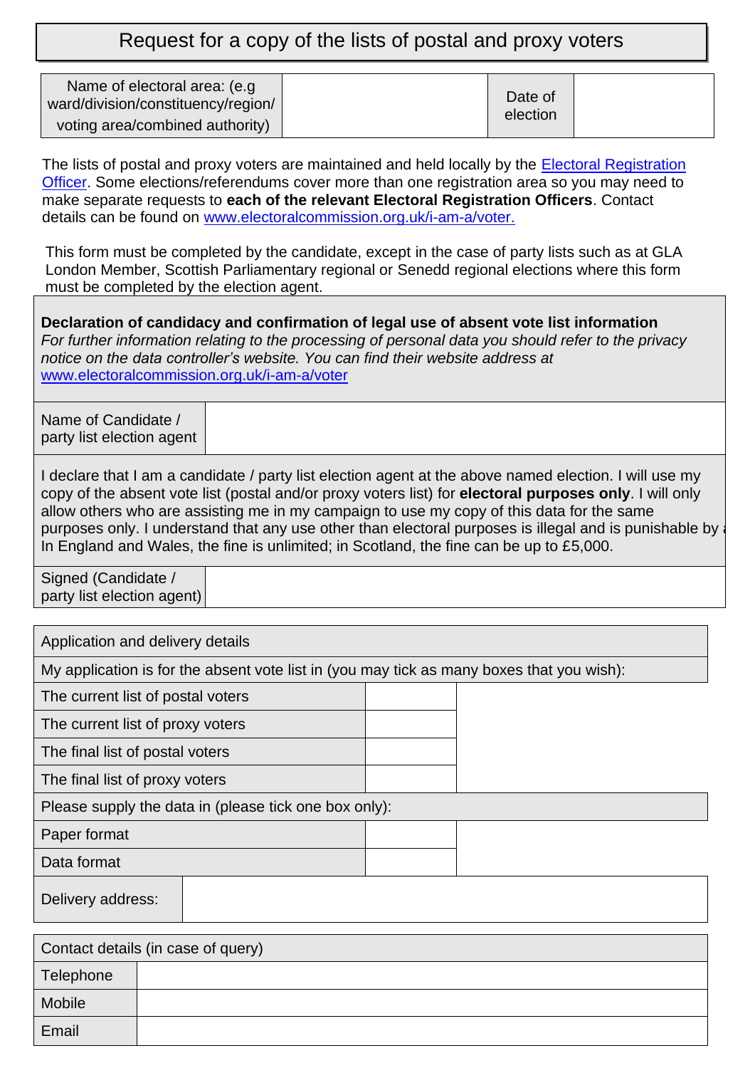# Request for a copy of the lists of postal and proxy voters

| Name of electoral area: (e.g ward/division/constituency/region/ voting area/combined authority) | | Date of election | |
|---|---|---|---|

The lists of postal and proxy voters are maintained and held locally by the Electoral Registration Officer. Some elections/referendums cover more than one registration area so you may need to make separate requests to **each of the relevant Electoral Registration Officers**. Contact details can be found on www.electoralcommission.org.uk/i-am-a/voter.

This form must be completed by the candidate, except in the case of party lists such as at GLA London Member, Scottish Parliamentary regional or Senedd regional elections where this form must be completed by the election agent.

**Declaration of candidacy and confirmation of legal use of absent vote list information**

*For further information relating to the processing of personal data you should refer to the privacy notice on the data controller's website. You can find their website address at* www.electoralcommission.org.uk/i-am-a/voter

| Name of Candidate / party list election agent | |
|---|---|

I declare that I am a candidate / party list election agent at the above named election. I will use my copy of the absent vote list (postal and/or proxy voters list) for **electoral purposes only**. I will only allow others who are assisting me in my campaign to use my copy of this data for the same purposes only. I understand that any use other than electoral purposes is illegal and is punishable by a In England and Wales, the fine is unlimited; in Scotland, the fine can be up to £5,000.

| Signed (Candidate / party list election agent) | |
|---|---|

| Application and delivery details | |
|---|---|
| My application is for the absent vote list in (you may tick as many boxes that you wish): | |
| The current list of postal voters | |
| The current list of proxy voters | |
| The final list of postal voters | |
| The final list of proxy voters | |
| Please supply the data in (please tick one box only): | |
| Paper format | |
| Data format | |
| Delivery address: | |

| Contact details (in case of query) | |
|---|---|
| Telephone | |
| Mobile | |
| Email | |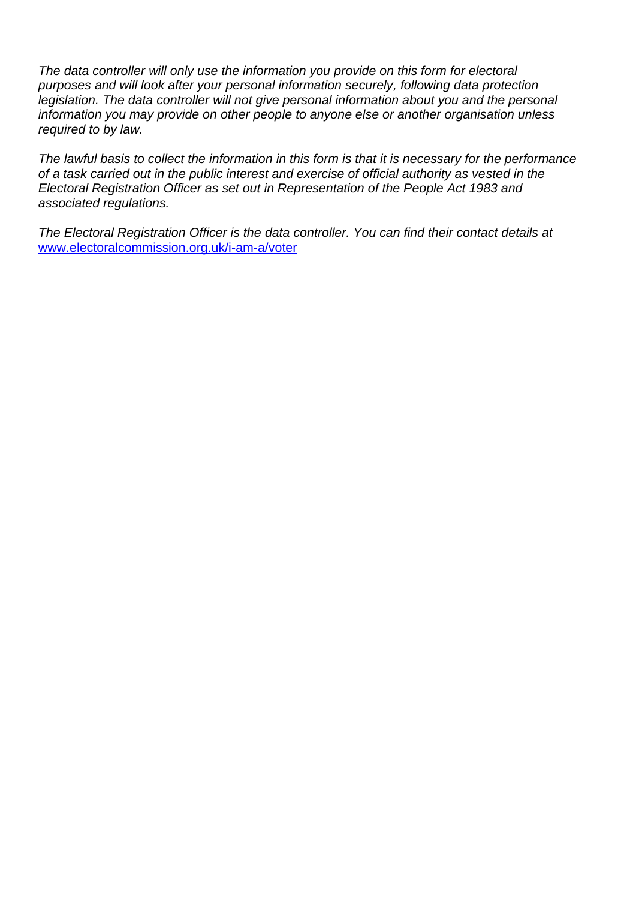*The data controller will only use the information you provide on this form for electoral purposes and will look after your personal information securely, following data protection legislation. The data controller will not give personal information about you and the personal information you may provide on other people to anyone else or another organisation unless required to by law.*

*The lawful basis to collect the information in this form is that it is necessary for the performance of a task carried out in the public interest and exercise of official authority as vested in the Electoral Registration Officer as set out in Representation of the People Act 1983 and associated regulations.*

*The Electoral Registration Officer is the data controller. You can find their contact details at* [www.electoralcommission.org.uk/i-am-a/voter](www.electoralcommission.org.uk/i-am-a/voter)